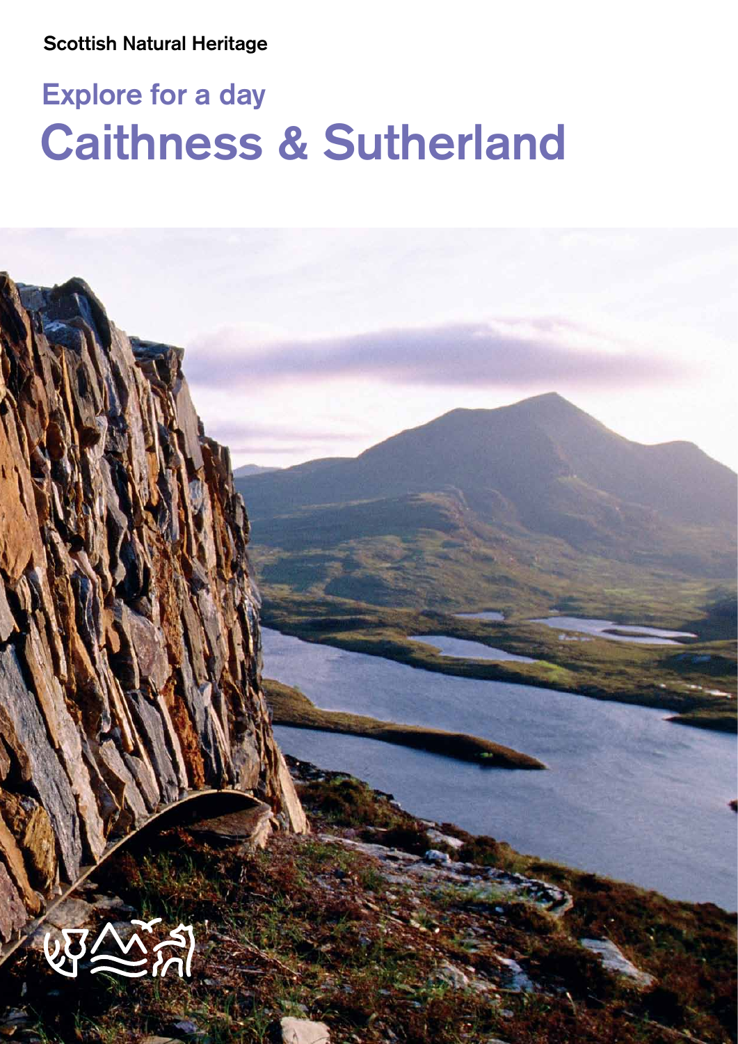Scottish Natural Heritage

# Explore for a day

# Caithness & Sutherland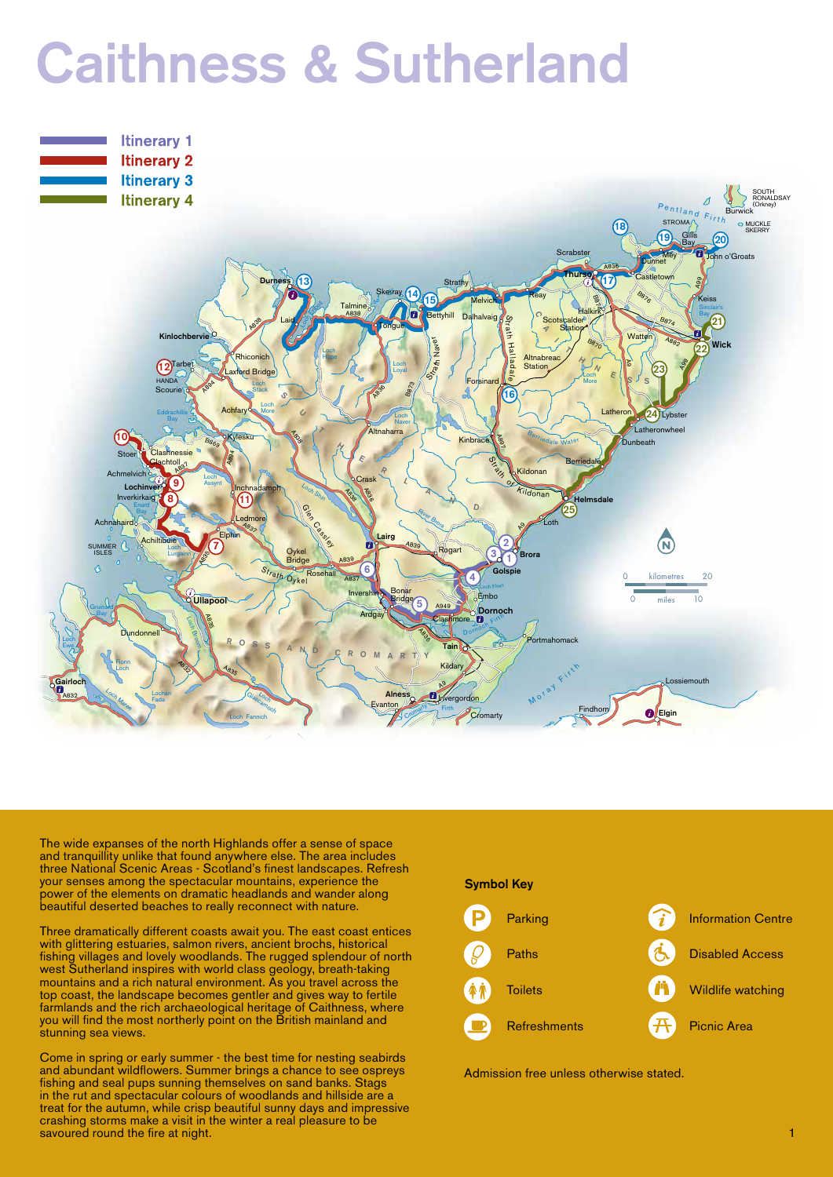# Caithness & Sutherland

- Itinerary 1
- Itinerary 2
- Itinerary 3
- Itinerary 4

The wide expanses of the north Highlands offer a sense of space and tranquillity unlike that found anywhere else. The area includes three National Scenic Areas - Scotland's finest landscapes. Refresh your senses among the spectacular mountains, experience the power of the elements on dramatic headlands and wander along beautiful deserted beaches to really reconnect with nature.

Three dramatically different coasts await you. The east coast entices with glittering estuaries, salmon rivers, ancient brochs, historical fishing villages and lovely woodlands. The rugged splendour of north west Sutherland inspires with world class geology, breath-taking mountains and a rich natural environment. As you travel across the top coast, the landscape becomes gentler and gives way to fertile farmlands and the rich archaeological heritage of Caithness, where you will find the most northerly point on the British mainland and stunning sea views.

Come in spring or early summer - the best time for nesting seabirds and abundant wildflowers. Summer brings a chance to see ospreys fishing and seal pups sunning themselves on sand banks. Stags in the rut and spectacular colours of woodlands and hillside are a treat for the autumn, while crisp beautiful sunny days and impressive crashing storms make a visit in the winter a real pleasure to be savoured round the fire at night.

### Symbol Key

- Parking
- Paths
- Toilets
- Refreshments
- Information Centre
- Disabled Access
- Wildlife watching
- Picnic Area

Admission free unless otherwise stated.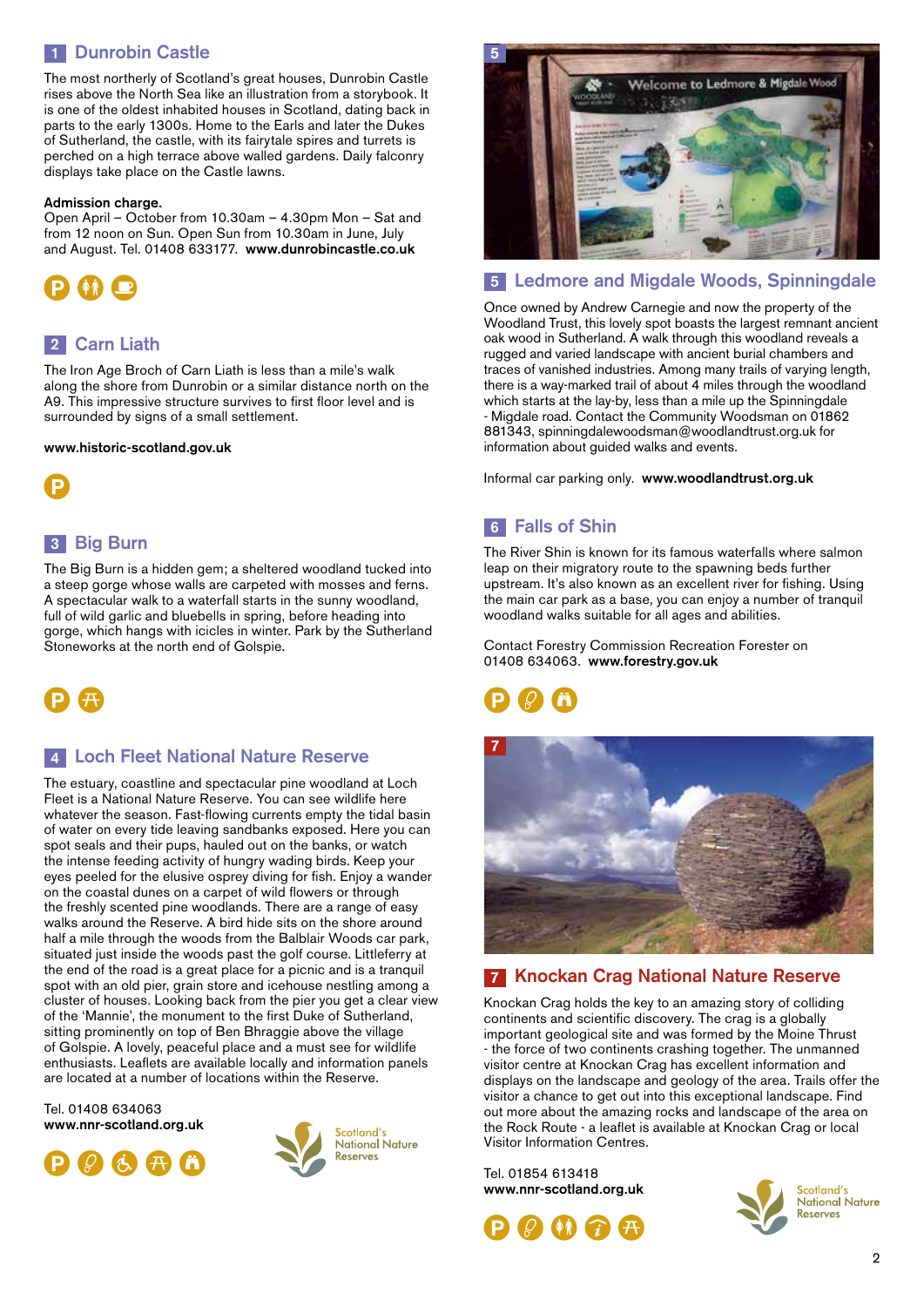## 1 Dunrobin Castle

The most northerly of Scotland's great houses, Dunrobin Castle rises above the North Sea like an illustration from a storybook. It is one of the oldest inhabited houses in Scotland, dating back in parts to the early 1300s. Home to the Earls and later the Dukes of Sutherland, the castle, with its fairytale spires and turrets is perched on a high terrace above walled gardens. Daily falconry displays take place on the Castle lawns.

**Admission charge.**
Open April – October from 10.30am – 4.30pm Mon – Sat and from 12 noon on Sun. Open Sun from 10.30am in June, July and August. Tel. 01408 633177. **www.dunrobincastle.co.uk**

## 2 Carn Liath

The Iron Age Broch of Carn Liath is less than a mile's walk along the shore from Dunrobin or a similar distance north on the A9. This impressive structure survives to first floor level and is surrounded by signs of a small settlement.

**www.historic-scotland.gov.uk**

## 3 Big Burn

The Big Burn is a hidden gem; a sheltered woodland tucked into a steep gorge whose walls are carpeted with mosses and ferns. A spectacular walk to a waterfall starts in the sunny woodland, full of wild garlic and bluebells in spring, before heading into gorge, which hangs with icicles in winter. Park by the Sutherland Stoneworks at the north end of Golspie.

## 4 Loch Fleet National Nature Reserve

The estuary, coastline and spectacular pine woodland at Loch Fleet is a National Nature Reserve. You can see wildlife here whatever the season. Fast-flowing currents empty the tidal basin of water on every tide leaving sandbanks exposed. Here you can spot seals and their pups, hauled out on the banks, or watch the intense feeding activity of hungry wading birds. Keep your eyes peeled for the elusive osprey diving for fish. Enjoy a wander on the coastal dunes on a carpet of wild flowers or through the freshly scented pine woodlands. There are a range of easy walks around the Reserve. A bird hide sits on the shore around half a mile through the woods from the Balblair Woods car park, situated just inside the woods past the golf course. Littleferry at the end of the road is a great place for a picnic and is a tranquil spot with an old pier, grain store and icehouse nestling among a cluster of houses. Looking back from the pier you get a clear view of the 'Mannie', the monument to the first Duke of Sutherland, sitting prominently on top of Ben Bhraggie above the village of Golspie. A lovely, peaceful place and a must see for wildlife enthusiasts. Leaflets are available locally and information panels are located at a number of locations within the Reserve.

Tel. 01408 634063
**www.nnr-scotland.org.uk**

Scotland's National Nature Reserves

## 5 Ledmore and Migdale Woods, Spinningdale

Once owned by Andrew Carnegie and now the property of the Woodland Trust, this lovely spot boasts the largest remnant ancient oak wood in Sutherland. A walk through this woodland reveals a rugged and varied landscape with ancient burial chambers and traces of vanished industries. Among many trails of varying length, there is a way-marked trail of about 4 miles through the woodland which starts at the lay-by, less than a mile up the Spinningdale - Migdale road. Contact the Community Woodsman on 01862 881343, spinningdalewoodsman@woodlandtrust.org.uk for information about guided walks and events.

Informal car parking only. **www.woodlandtrust.org.uk**

## 6 Falls of Shin

The River Shin is known for its famous waterfalls where salmon leap on their migratory route to the spawning beds further upstream. It's also known as an excellent river for fishing. Using the main car park as a base, you can enjoy a number of tranquil woodland walks suitable for all ages and abilities.

Contact Forestry Commission Recreation Forester on 01408 634063. **www.forestry.gov.uk**

## 7 Knockan Crag National Nature Reserve

Knockan Crag holds the key to an amazing story of colliding continents and scientific discovery. The crag is a globally important geological site and was formed by the Moine Thrust - the force of two continents crashing together. The unmanned visitor centre at Knockan Crag has excellent information and displays on the landscape and geology of the area. Trails offer the visitor a chance to get out into this exceptional landscape. Find out more about the amazing rocks and landscape of the area on the Rock Route - a leaflet is available at Knockan Crag or local Visitor Information Centres.

Tel. 01854 613418
**www.nnr-scotland.org.uk**

Scotland's National Nature Reserves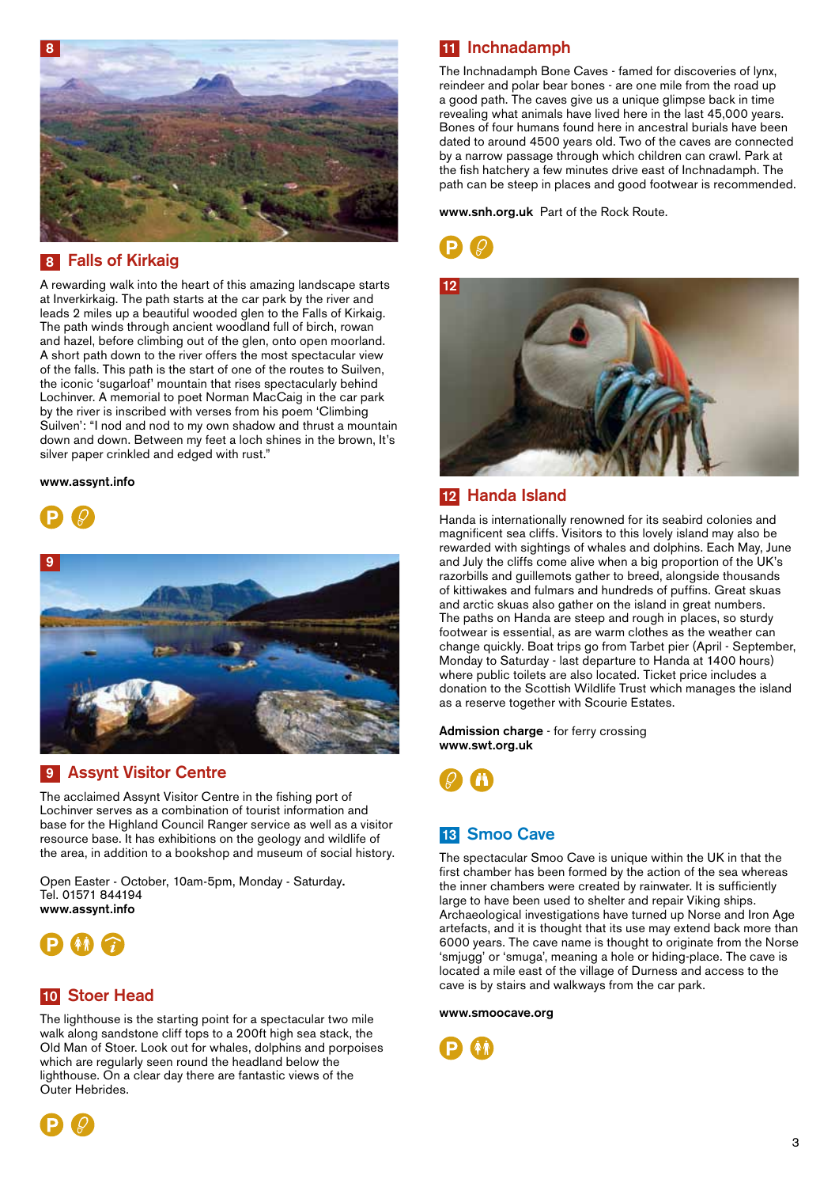## 8 Falls of Kirkaig

A rewarding walk into the heart of this amazing landscape starts at Inverkirkaig. The path starts at the car park by the river and leads 2 miles up a beautiful wooded glen to the Falls of Kirkaig. The path winds through ancient woodland full of birch, rowan and hazel, before climbing out of the glen, onto open moorland. A short path down to the river offers the most spectacular view of the falls. This path is the start of one of the routes to Suilven, the iconic 'sugarloaf' mountain that rises spectacularly behind Lochinver. A memorial to poet Norman MacCaig in the car park by the river is inscribed with verses from his poem 'Climbing Suilven': "I nod and nod to my own shadow and thrust a mountain down and down. Between my feet a loch shines in the brown, It's silver paper crinkled and edged with rust."

**www.assynt.info**

## 9 Assynt Visitor Centre

The acclaimed Assynt Visitor Centre in the fishing port of Lochinver serves as a combination of tourist information and base for the Highland Council Ranger service as well as a visitor resource base. It has exhibitions on the geology and wildlife of the area, in addition to a bookshop and museum of social history.

Open Easter - October, 10am-5pm, Monday - Saturday.
Tel. 01571 844194
**www.assynt.info**

## 10 Stoer Head

The lighthouse is the starting point for a spectacular two mile walk along sandstone cliff tops to a 200ft high sea stack, the Old Man of Stoer. Look out for whales, dolphins and porpoises which are regularly seen round the headland below the lighthouse. On a clear day there are fantastic views of the Outer Hebrides.

## 11 Inchnadamph

The Inchnadamph Bone Caves - famed for discoveries of lynx, reindeer and polar bear bones - are one mile from the road up a good path. The caves give us a unique glimpse back in time revealing what animals have lived here in the last 45,000 years. Bones of four humans found here in ancestral burials have been dated to around 4500 years old. Two of the caves are connected by a narrow passage through which children can crawl. Park at the fish hatchery a few minutes drive east of Inchnadamph. The path can be steep in places and good footwear is recommended.

**www.snh.org.uk** Part of the Rock Route.

## 12 Handa Island

Handa is internationally renowned for its seabird colonies and magnificent sea cliffs. Visitors to this lovely island may also be rewarded with sightings of whales and dolphins. Each May, June and July the cliffs come alive when a big proportion of the UK's razorbills and guillemots gather to breed, alongside thousands of kittiwakes and fulmars and hundreds of puffins. Great skuas and arctic skuas also gather on the island in great numbers. The paths on Handa are steep and rough in places, so sturdy footwear is essential, as are warm clothes as the weather can change quickly. Boat trips go from Tarbet pier (April - September, Monday to Saturday - last departure to Handa at 1400 hours) where public toilets are also located. Ticket price includes a donation to the Scottish Wildlife Trust which manages the island as a reserve together with Scourie Estates.

**Admission charge** - for ferry crossing
**www.swt.org.uk**

## 13 Smoo Cave

The spectacular Smoo Cave is unique within the UK in that the first chamber has been formed by the action of the sea whereas the inner chambers were created by rainwater. It is sufficiently large to have been used to shelter and repair Viking ships. Archaeological investigations have turned up Norse and Iron Age artefacts, and it is thought that its use may extend back more than 6000 years. The cave name is thought to originate from the Norse 'smjugg' or 'smuga', meaning a hole or hiding-place. The cave is located a mile east of the village of Durness and access to the cave is by stairs and walkways from the car park.

**www.smoocave.org**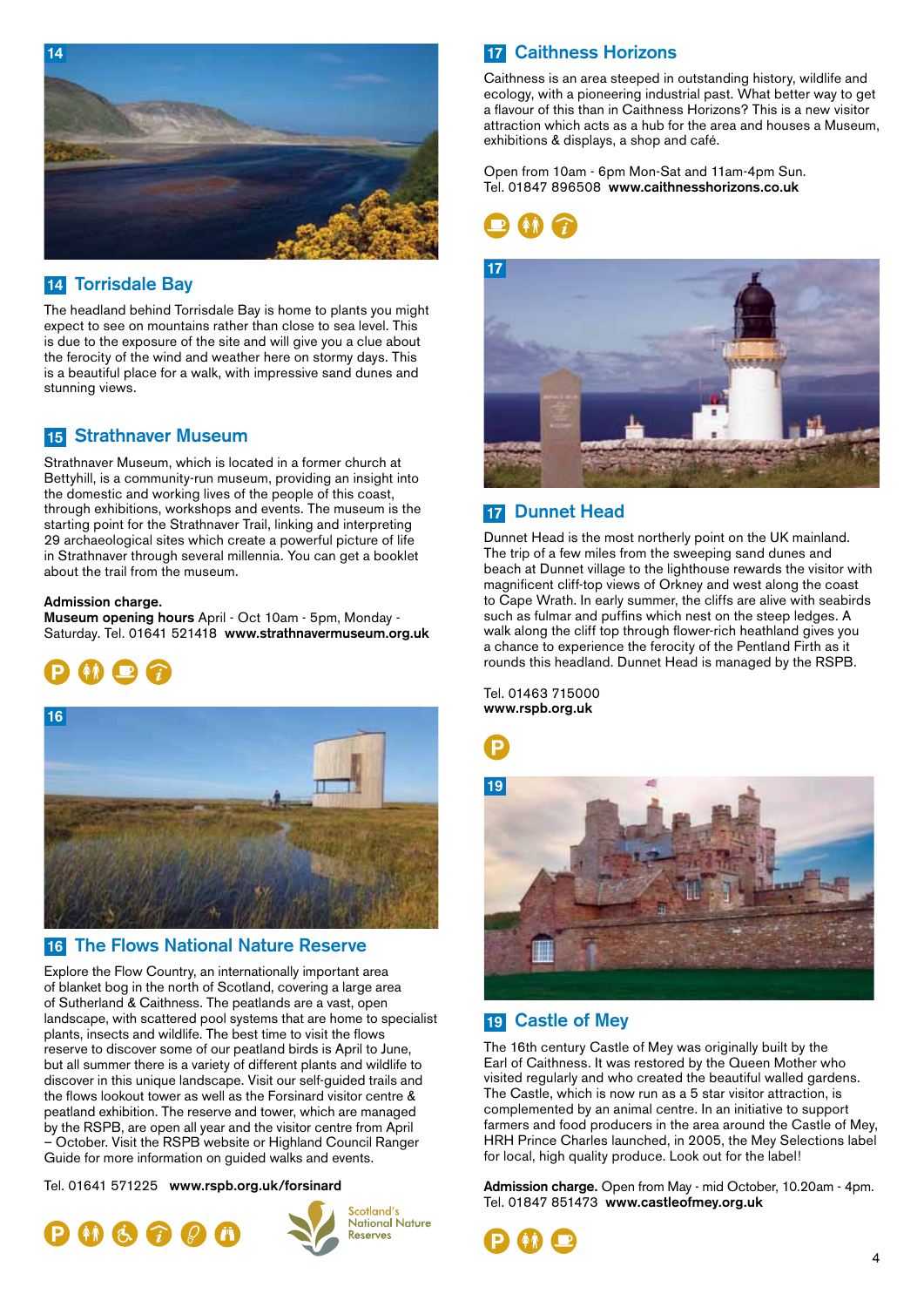## 14 Torrisdale Bay

The headland behind Torrisdale Bay is home to plants you might expect to see on mountains rather than close to sea level. This is due to the exposure of the site and will give you a clue about the ferocity of the wind and weather here on stormy days. This is a beautiful place for a walk, with impressive sand dunes and stunning views.

## 15 Strathnaver Museum

Strathnaver Museum, which is located in a former church at Bettyhill, is a community-run museum, providing an insight into the domestic and working lives of the people of this coast, through exhibitions, workshops and events. The museum is the starting point for the Strathnaver Trail, linking and interpreting 29 archaeological sites which create a powerful picture of life in Strathnaver through several millennia. You can get a booklet about the trail from the museum.

**Admission charge.**
**Museum opening hours** April - Oct 10am - 5pm, Monday - Saturday. Tel. 01641 521418 **www.strathnavermuseum.org.uk**

## 16 The Flows National Nature Reserve

Explore the Flow Country, an internationally important area of blanket bog in the north of Scotland, covering a large area of Sutherland & Caithness. The peatlands are a vast, open landscape, with scattered pool systems that are home to specialist plants, insects and wildlife. The best time to visit the flows reserve to discover some of our peatland birds is April to June, but all summer there is a variety of different plants and wildlife to discover in this unique landscape. Visit our self-guided trails and the flows lookout tower as well as the Forsinard visitor centre & peatland exhibition. The reserve and tower, which are managed by the RSPB, are open all year and the visitor centre from April – October. Visit the RSPB website or Highland Council Ranger Guide for more information on guided walks and events.

Tel. 01641 571225 **www.rspb.org.uk/forsinard**

Scotland's National Nature Reserves

## 17 Caithness Horizons

Caithness is an area steeped in outstanding history, wildlife and ecology, with a pioneering industrial past. What better way to get a flavour of this than in Caithness Horizons? This is a new visitor attraction which acts as a hub for the area and houses a Museum, exhibitions & displays, a shop and café.

Open from 10am - 6pm Mon-Sat and 11am-4pm Sun.
Tel. 01847 896508 **www.caithnesshorizons.co.uk**

## 17 Dunnet Head

Dunnet Head is the most northerly point on the UK mainland. The trip of a few miles from the sweeping sand dunes and beach at Dunnet village to the lighthouse rewards the visitor with magnificent cliff-top views of Orkney and west along the coast to Cape Wrath. In early summer, the cliffs are alive with seabirds such as fulmar and puffins which nest on the steep ledges. A walk along the cliff top through flower-rich heathland gives you a chance to experience the ferocity of the Pentland Firth as it rounds this headland. Dunnet Head is managed by the RSPB.

Tel. 01463 715000
**www.rspb.org.uk**

## 19 Castle of Mey

The 16th century Castle of Mey was originally built by the Earl of Caithness. It was restored by the Queen Mother who visited regularly and who created the beautiful walled gardens. The Castle, which is now run as a 5 star visitor attraction, is complemented by an animal centre. In an initiative to support farmers and food producers in the area around the Castle of Mey, HRH Prince Charles launched, in 2005, the Mey Selections label for local, high quality produce. Look out for the label!

**Admission charge.** Open from May - mid October, 10.20am - 4pm.
Tel. 01847 851473 **www.castleofmey.org.uk**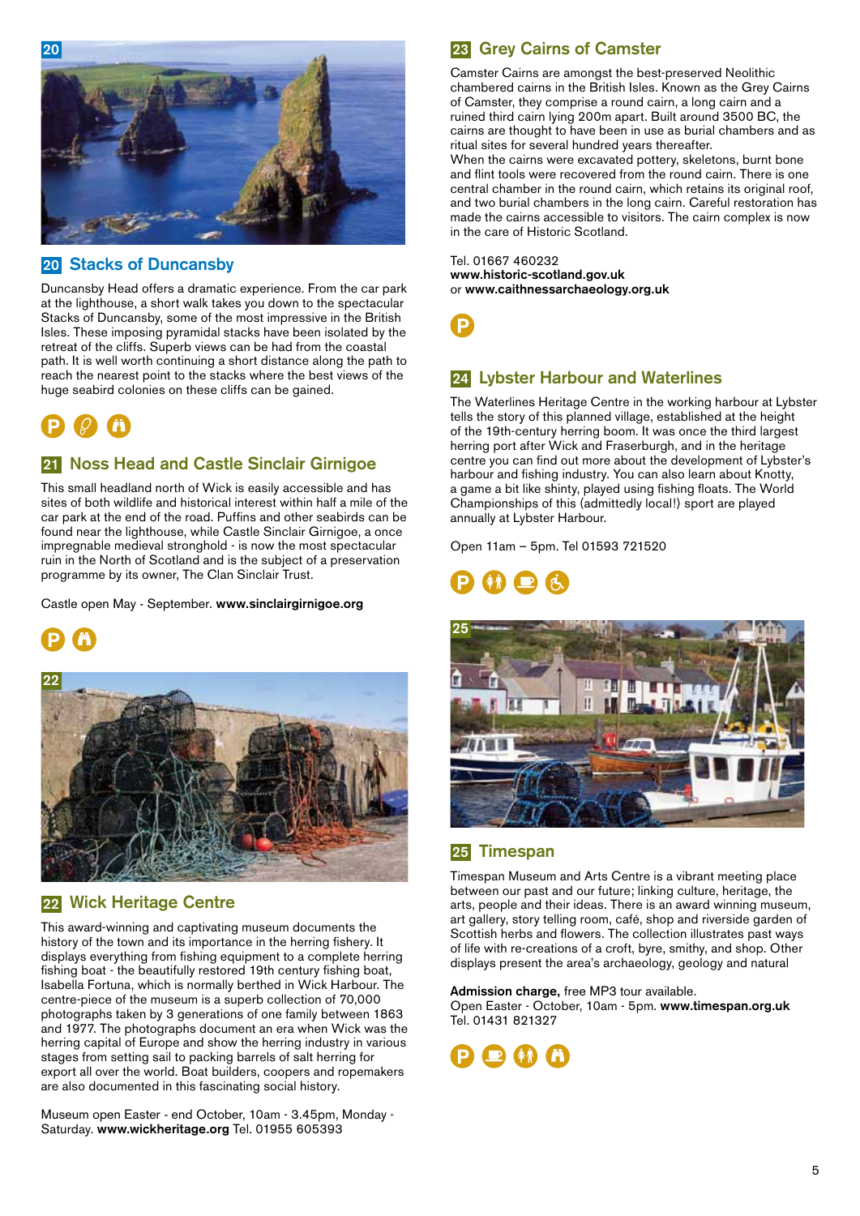## 20 Stacks of Duncansby

Duncansby Head offers a dramatic experience. From the car park at the lighthouse, a short walk takes you down to the spectacular Stacks of Duncansby, some of the most impressive in the British Isles. These imposing pyramidal stacks have been isolated by the retreat of the cliffs. Superb views can be had from the coastal path. It is well worth continuing a short distance along the path to reach the nearest point to the stacks where the best views of the huge seabird colonies on these cliffs can be gained.

## 21 Noss Head and Castle Sinclair Girnigoe

This small headland north of Wick is easily accessible and has sites of both wildlife and historical interest within half a mile of the car park at the end of the road. Puffins and other seabirds can be found near the lighthouse, while Castle Sinclair Girnigoe, a once impregnable medieval stronghold - is now the most spectacular ruin in the North of Scotland and is the subject of a preservation programme by its owner, The Clan Sinclair Trust.

Castle open May - September. **www.sinclairgirnigoe.org**

## 22 Wick Heritage Centre

This award-winning and captivating museum documents the history of the town and its importance in the herring fishery. It displays everything from fishing equipment to a complete herring fishing boat - the beautifully restored 19th century fishing boat, Isabella Fortuna, which is normally berthed in Wick Harbour. The centre-piece of the museum is a superb collection of 70,000 photographs taken by 3 generations of one family between 1863 and 1977. The photographs document an era when Wick was the herring capital of Europe and show the herring industry in various stages from setting sail to packing barrels of salt herring for export all over the world. Boat builders, coopers and ropemakers are also documented in this fascinating social history.

Museum open Easter - end October, 10am - 3.45pm, Monday - Saturday. **www.wickheritage.org** Tel. 01955 605393

## 23 Grey Cairns of Camster

Camster Cairns are amongst the best-preserved Neolithic chambered cairns in the British Isles. Known as the Grey Cairns of Camster, they comprise a round cairn, a long cairn and a ruined third cairn lying 200m apart. Built around 3500 BC, the cairns are thought to have been in use as burial chambers and as ritual sites for several hundred years thereafter.
When the cairns were excavated pottery, skeletons, burnt bone and flint tools were recovered from the round cairn. There is one central chamber in the round cairn, which retains its original roof, and two burial chambers in the long cairn. Careful restoration has made the cairns accessible to visitors. The cairn complex is now in the care of Historic Scotland.

Tel. 01667 460232
**www.historic-scotland.gov.uk**
or **www.caithnessarchaeology.org.uk**

## 24 Lybster Harbour and Waterlines

The Waterlines Heritage Centre in the working harbour at Lybster tells the story of this planned village, established at the height of the 19th-century herring boom. It was once the third largest herring port after Wick and Fraserburgh, and in the heritage centre you can find out more about the development of Lybster's harbour and fishing industry. You can also learn about Knotty, a game a bit like shinty, played using fishing floats. The World Championships of this (admittedly local!) sport are played annually at Lybster Harbour.

Open 11am – 5pm. Tel 01593 721520

## 25 Timespan

Timespan Museum and Arts Centre is a vibrant meeting place between our past and our future; linking culture, heritage, the arts, people and their ideas. There is an award winning museum, art gallery, story telling room, café, shop and riverside garden of Scottish herbs and flowers. The collection illustrates past ways of life with re-creations of a croft, byre, smithy, and shop. Other displays present the area's archaeology, geology and natural

**Admission charge,** free MP3 tour available.
Open Easter - October, 10am - 5pm. **www.timespan.org.uk**
Tel. 01431 821327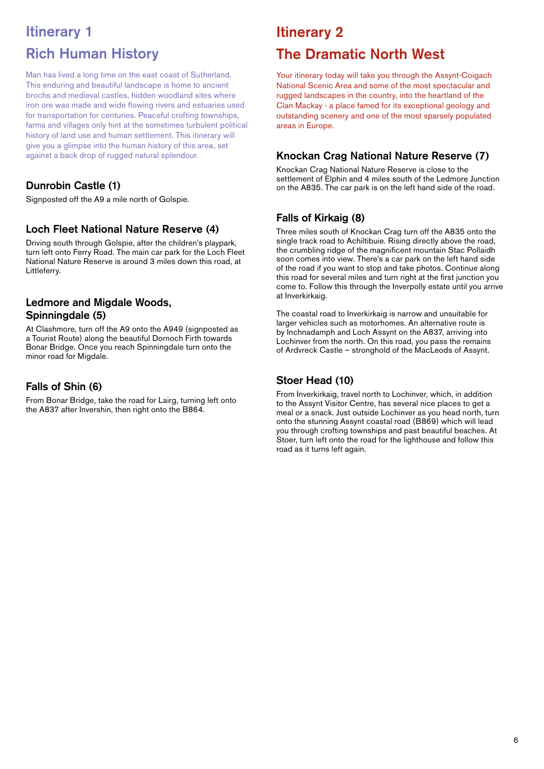# Itinerary 1

## Rich Human History

Man has lived a long time on the east coast of Sutherland. This enduring and beautiful landscape is home to ancient brochs and medieval castles, hidden woodland sites where iron ore was made and wide flowing rivers and estuaries used for transportation for centuries. Peaceful crofting townships, farms and villages only hint at the sometimes turbulent political history of land use and human settlement. This itinerary will give you a glimpse into the human history of this area, set against a back drop of rugged natural splendour.

### Dunrobin Castle (1)

Signposted off the A9 a mile north of Golspie.

### Loch Fleet National Nature Reserve (4)

Driving south through Golspie, after the children's playpark, turn left onto Ferry Road. The main car park for the Loch Fleet National Nature Reserve is around 3 miles down this road, at Littleferry.

### Ledmore and Migdale Woods, Spinningdale (5)

At Clashmore, turn off the A9 onto the A949 (signposted as a Tourist Route) along the beautiful Dornoch Firth towards Bonar Bridge. Once you reach Spinningdale turn onto the minor road for Migdale.

### Falls of Shin (6)

From Bonar Bridge, take the road for Lairg, turning left onto the A837 after Invershin, then right onto the B864.

# Itinerary 2

## The Dramatic North West

Your itinerary today will take you through the Assynt-Coigach National Scenic Area and some of the most spectacular and rugged landscapes in the country, into the heartland of the Clan Mackay - a place famed for its exceptional geology and outstanding scenery and one of the most sparsely populated areas in Europe.

### Knockan Crag National Nature Reserve (7)

Knockan Crag National Nature Reserve is close to the settlement of Elphin and 4 miles south of the Ledmore Junction on the A835. The car park is on the left hand side of the road.

### Falls of Kirkaig (8)

Three miles south of Knockan Crag turn off the A835 onto the single track road to Achiltibuie. Rising directly above the road, the crumbling ridge of the magnificent mountain Stac Pollaidh soon comes into view. There's a car park on the left hand side of the road if you want to stop and take photos. Continue along this road for several miles and turn right at the first junction you come to. Follow this through the Inverpolly estate until you arrive at Inverkirkaig.

The coastal road to Inverkirkaig is narrow and unsuitable for larger vehicles such as motorhomes. An alternative route is by Inchnadamph and Loch Assynt on the A837, arriving into Lochinver from the north. On this road, you pass the remains of Ardvreck Castle – stronghold of the MacLeods of Assynt.

### Stoer Head (10)

From Inverkirkaig, travel north to Lochinver, which, in addition to the Assynt Visitor Centre, has several nice places to get a meal or a snack. Just outside Lochinver as you head north, turn onto the stunning Assynt coastal road (B869) which will lead you through crofting townships and past beautiful beaches. At Stoer, turn left onto the road for the lighthouse and follow this road as it turns left again.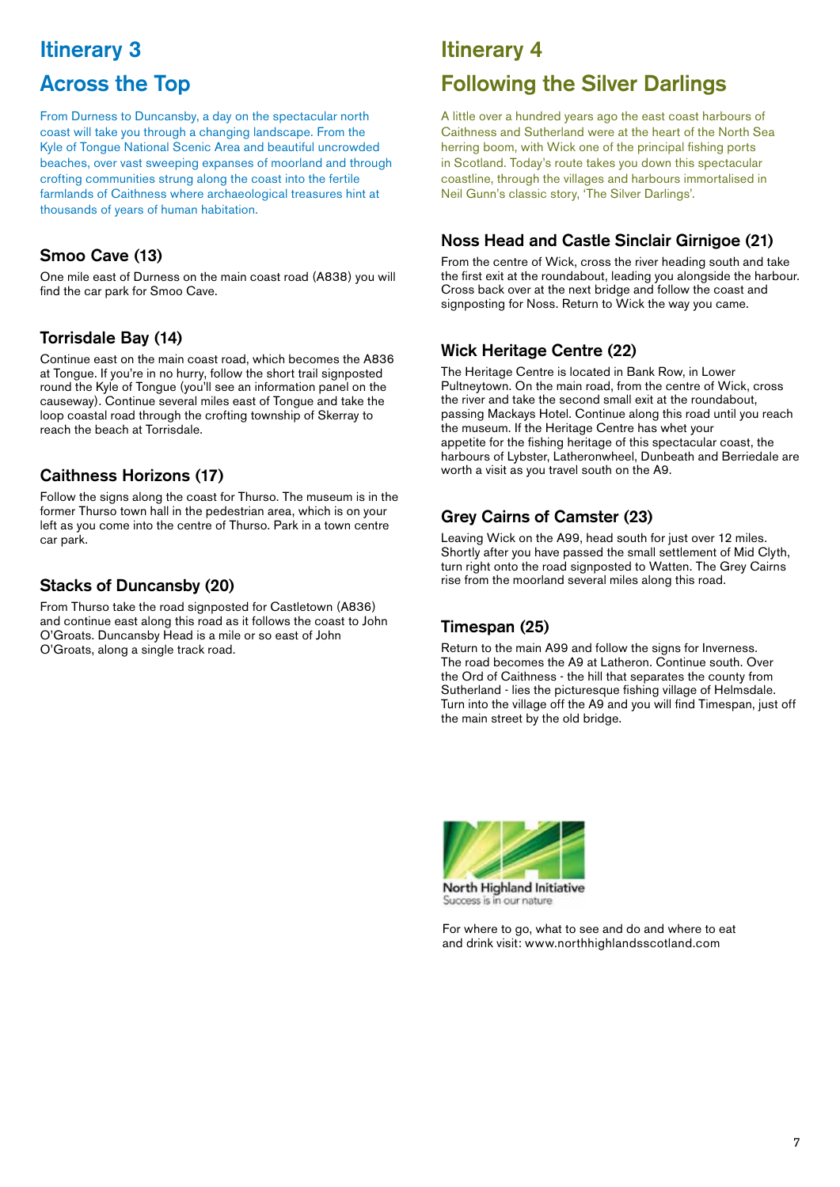# Itinerary 3

## Across the Top

From Durness to Duncansby, a day on the spectacular north coast will take you through a changing landscape. From the Kyle of Tongue National Scenic Area and beautiful uncrowded beaches, over vast sweeping expanses of moorland and through crofting communities strung along the coast into the fertile farmlands of Caithness where archaeological treasures hint at thousands of years of human habitation.

### Smoo Cave (13)

One mile east of Durness on the main coast road (A838) you will find the car park for Smoo Cave.

### Torrisdale Bay (14)

Continue east on the main coast road, which becomes the A836 at Tongue. If you're in no hurry, follow the short trail signposted round the Kyle of Tongue (you'll see an information panel on the causeway). Continue several miles east of Tongue and take the loop coastal road through the crofting township of Skerray to reach the beach at Torrisdale.

### Caithness Horizons (17)

Follow the signs along the coast for Thurso. The museum is in the former Thurso town hall in the pedestrian area, which is on your left as you come into the centre of Thurso. Park in a town centre car park.

### Stacks of Duncansby (20)

From Thurso take the road signposted for Castletown (A836) and continue east along this road as it follows the coast to John O'Groats. Duncansby Head is a mile or so east of John O'Groats, along a single track road.

# Itinerary 4

## Following the Silver Darlings

A little over a hundred years ago the east coast harbours of Caithness and Sutherland were at the heart of the North Sea herring boom, with Wick one of the principal fishing ports in Scotland. Today's route takes you down this spectacular coastline, through the villages and harbours immortalised in Neil Gunn's classic story, 'The Silver Darlings'.

### Noss Head and Castle Sinclair Girnigoe (21)

From the centre of Wick, cross the river heading south and take the first exit at the roundabout, leading you alongside the harbour. Cross back over at the next bridge and follow the coast and signposting for Noss. Return to Wick the way you came.

### Wick Heritage Centre (22)

The Heritage Centre is located in Bank Row, in Lower Pultneytown. On the main road, from the centre of Wick, cross the river and take the second small exit at the roundabout, passing Mackays Hotel. Continue along this road until you reach the museum. If the Heritage Centre has whet your appetite for the fishing heritage of this spectacular coast, the harbours of Lybster, Latheronwheel, Dunbeath and Berriedale are worth a visit as you travel south on the A9.

### Grey Cairns of Camster (23)

Leaving Wick on the A99, head south for just over 12 miles. Shortly after you have passed the small settlement of Mid Clyth, turn right onto the road signposted to Watten. The Grey Cairns rise from the moorland several miles along this road.

### Timespan (25)

Return to the main A99 and follow the signs for Inverness. The road becomes the A9 at Latheron. Continue south. Over the Ord of Caithness - the hill that separates the county from Sutherland - lies the picturesque fishing village of Helmsdale. Turn into the village off the A9 and you will find Timespan, just off the main street by the old bridge.

North Highland Initiative
Success is in our nature

For where to go, what to see and do and where to eat and drink visit: www.northhighlandsscotland.com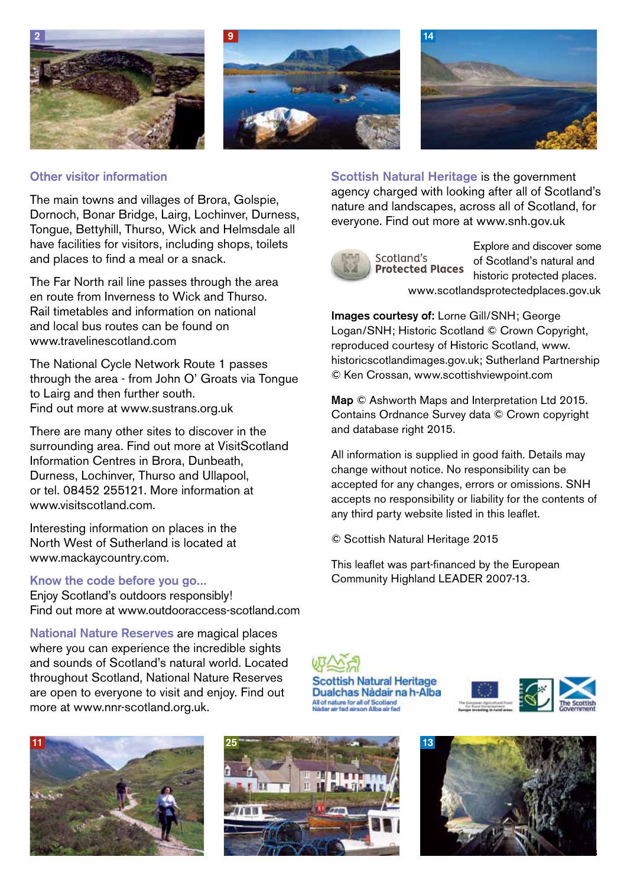## Other visitor information

The main towns and villages of Brora, Golspie, Dornoch, Bonar Bridge, Lairg, Lochinver, Durness, Tongue, Bettyhill, Thurso, Wick and Helmsdale all have facilities for visitors, including shops, toilets and places to find a meal or a snack.

The Far North rail line passes through the area en route from Inverness to Wick and Thurso. Rail timetables and information on national and local bus routes can be found on www.travelinescotland.com

The National Cycle Network Route 1 passes through the area - from John O' Groats via Tongue to Lairg and then further south.
Find out more at www.sustrans.org.uk

There are many other sites to discover in the surrounding area. Find out more at VisitScotland Information Centres in Brora, Dunbeath, Durness, Lochinver, Thurso and Ullapool, or tel. 08452 255121. More information at www.visitscotland.com.

Interesting information on places in the North West of Sutherland is located at www.mackaycountry.com.

## Know the code before you go...

Enjoy Scotland's outdoors responsibly!
Find out more at www.outdooraccess-scotland.com

**National Nature Reserves** are magical places where you can experience the incredible sights and sounds of Scotland's natural world. Located throughout Scotland, National Nature Reserves are open to everyone to visit and enjoy. Find out more at www.nnr-scotland.org.uk.

**Scottish Natural Heritage** is the government agency charged with looking after all of Scotland's nature and landscapes, across all of Scotland, for everyone. Find out more at www.snh.gov.uk

Scotland's Protected Places

Explore and discover some of Scotland's natural and historic protected places.
www.scotlandsprotectedplaces.gov.uk

**Images courtesy of:** Lorne Gill/SNH; George Logan/SNH; Historic Scotland © Crown Copyright, reproduced courtesy of Historic Scotland, www.historicscotlandimages.gov.uk; Sutherland Partnership © Ken Crossan, www.scottishviewpoint.com

**Map** © Ashworth Maps and Interpretation Ltd 2015. Contains Ordnance Survey data © Crown copyright and database right 2015.

All information is supplied in good faith. Details may change without notice. No responsibility can be accepted for any changes, errors or omissions. SNH accepts no responsibility or liability for the contents of any third party website listed in this leaflet.

© Scottish Natural Heritage 2015

This leaflet was part-financed by the European Community Highland LEADER 2007-13.

Scottish Natural Heritage
Dualchas Nàdair na h-Alba
All of nature for all of Scotland
Nàdar air fad airson Alba air fad

The Scottish Government